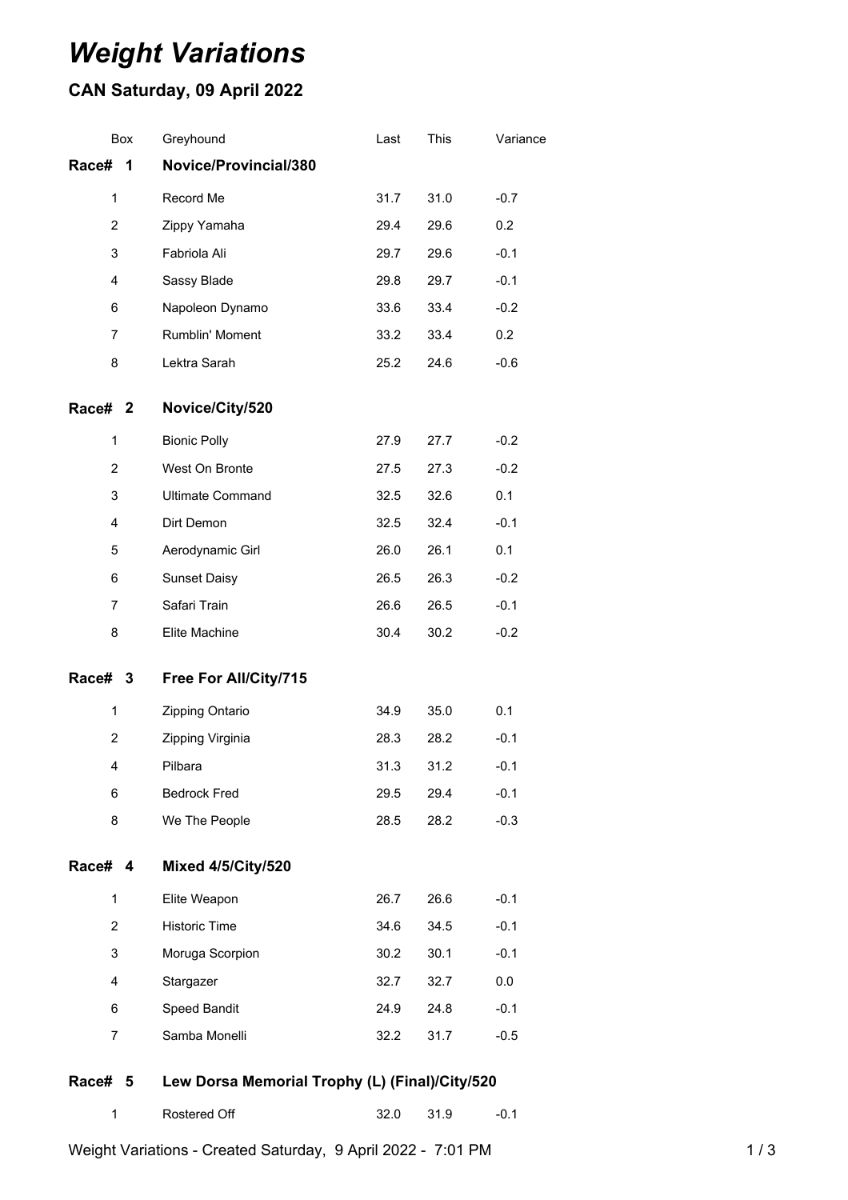# *Weight Variations*

## CAN Saturday, 09 April 2022

| Box | Greyhound | Last | This | Variance |
|---|---|---|---|---|
| **Race# 1** | **Novice/Provincial/380** | | | |
| 1 | Record Me | 31.7 | 31.0 | -0.7 |
| 2 | Zippy Yamaha | 29.4 | 29.6 | 0.2 |
| 3 | Fabriola Ali | 29.7 | 29.6 | -0.1 |
| 4 | Sassy Blade | 29.8 | 29.7 | -0.1 |
| 6 | Napoleon Dynamo | 33.6 | 33.4 | -0.2 |
| 7 | Rumblin' Moment | 33.2 | 33.4 | 0.2 |
| 8 | Lektra Sarah | 25.2 | 24.6 | -0.6 |
| **Race# 2** | **Novice/City/520** | | | |
| 1 | Bionic Polly | 27.9 | 27.7 | -0.2 |
| 2 | West On Bronte | 27.5 | 27.3 | -0.2 |
| 3 | Ultimate Command | 32.5 | 32.6 | 0.1 |
| 4 | Dirt Demon | 32.5 | 32.4 | -0.1 |
| 5 | Aerodynamic Girl | 26.0 | 26.1 | 0.1 |
| 6 | Sunset Daisy | 26.5 | 26.3 | -0.2 |
| 7 | Safari Train | 26.6 | 26.5 | -0.1 |
| 8 | Elite Machine | 30.4 | 30.2 | -0.2 |
| **Race# 3** | **Free For All/City/715** | | | |
| 1 | Zipping Ontario | 34.9 | 35.0 | 0.1 |
| 2 | Zipping Virginia | 28.3 | 28.2 | -0.1 |
| 4 | Pilbara | 31.3 | 31.2 | -0.1 |
| 6 | Bedrock Fred | 29.5 | 29.4 | -0.1 |
| 8 | We The People | 28.5 | 28.2 | -0.3 |
| **Race# 4** | **Mixed 4/5/City/520** | | | |
| 1 | Elite Weapon | 26.7 | 26.6 | -0.1 |
| 2 | Historic Time | 34.6 | 34.5 | -0.1 |
| 3 | Moruga Scorpion | 30.2 | 30.1 | -0.1 |
| 4 | Stargazer | 32.7 | 32.7 | 0.0 |
| 6 | Speed Bandit | 24.9 | 24.8 | -0.1 |
| 7 | Samba Monelli | 32.2 | 31.7 | -0.5 |
| **Race# 5** | **Lew Dorsa Memorial Trophy (L) (Final)/City/520** | | | |
| 1 | Rostered Off | 32.0 | 31.9 | -0.1 |

Weight Variations - Created Saturday, 9 April 2022 - 7:01 PM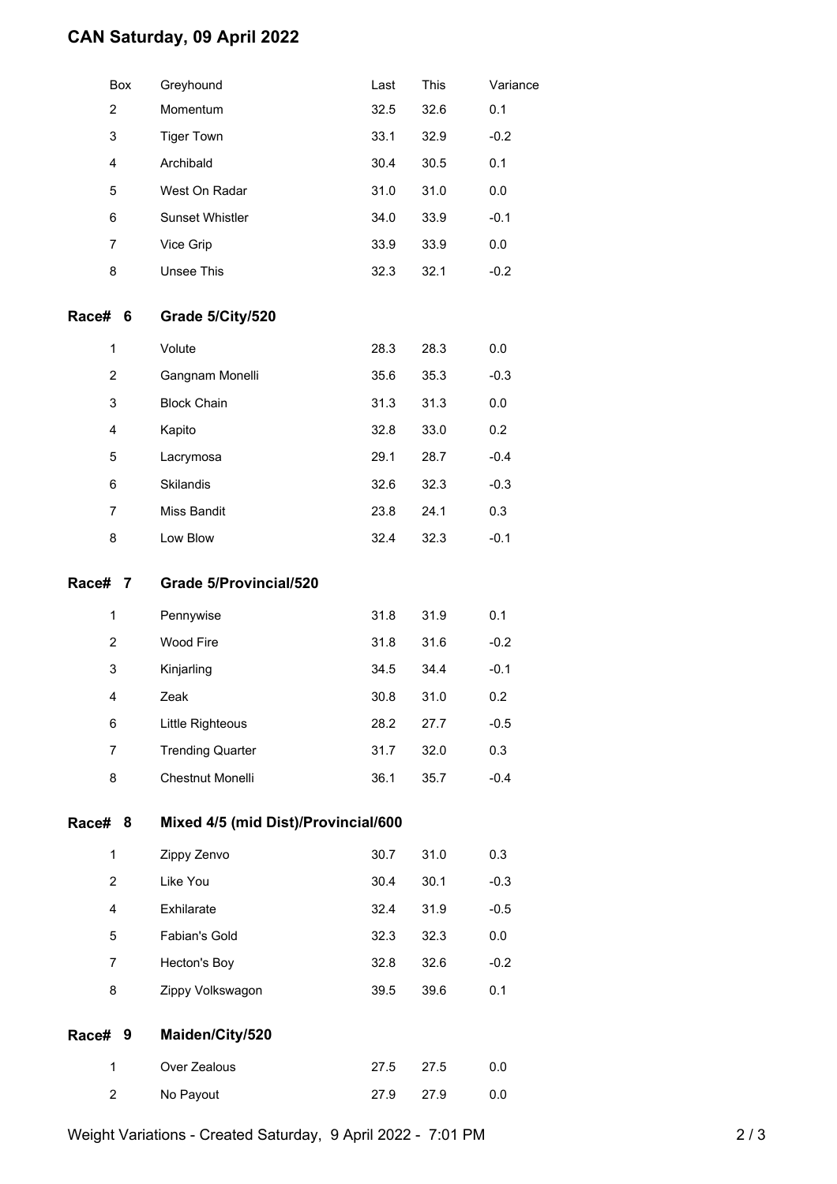# CAN Saturday, 09 April 2022

| Box | Greyhound | Last | This | Variance |
|---|---|---|---|---|
| 2 | Momentum | 32.5 | 32.6 | 0.1 |
| 3 | Tiger Town | 33.1 | 32.9 | -0.2 |
| 4 | Archibald | 30.4 | 30.5 | 0.1 |
| 5 | West On Radar | 31.0 | 31.0 | 0.0 |
| 6 | Sunset Whistler | 34.0 | 33.9 | -0.1 |
| 7 | Vice Grip | 33.9 | 33.9 | 0.0 |
| 8 | Unsee This | 32.3 | 32.1 | -0.2 |

## Race# 6 Grade 5/City/520

| Box | Greyhound | Last | This | Variance |
|---|---|---|---|---|
| 1 | Volute | 28.3 | 28.3 | 0.0 |
| 2 | Gangnam Monelli | 35.6 | 35.3 | -0.3 |
| 3 | Block Chain | 31.3 | 31.3 | 0.0 |
| 4 | Kapito | 32.8 | 33.0 | 0.2 |
| 5 | Lacrymosa | 29.1 | 28.7 | -0.4 |
| 6 | Skilandis | 32.6 | 32.3 | -0.3 |
| 7 | Miss Bandit | 23.8 | 24.1 | 0.3 |
| 8 | Low Blow | 32.4 | 32.3 | -0.1 |

## Race# 7 Grade 5/Provincial/520

| Box | Greyhound | Last | This | Variance |
|---|---|---|---|---|
| 1 | Pennywise | 31.8 | 31.9 | 0.1 |
| 2 | Wood Fire | 31.8 | 31.6 | -0.2 |
| 3 | Kinjarling | 34.5 | 34.4 | -0.1 |
| 4 | Zeak | 30.8 | 31.0 | 0.2 |
| 6 | Little Righteous | 28.2 | 27.7 | -0.5 |
| 7 | Trending Quarter | 31.7 | 32.0 | 0.3 |
| 8 | Chestnut Monelli | 36.1 | 35.7 | -0.4 |

## Race# 8 Mixed 4/5 (mid Dist)/Provincial/600

| Box | Greyhound | Last | This | Variance |
|---|---|---|---|---|
| 1 | Zippy Zenvo | 30.7 | 31.0 | 0.3 |
| 2 | Like You | 30.4 | 30.1 | -0.3 |
| 4 | Exhilarate | 32.4 | 31.9 | -0.5 |
| 5 | Fabian's Gold | 32.3 | 32.3 | 0.0 |
| 7 | Hecton's Boy | 32.8 | 32.6 | -0.2 |
| 8 | Zippy Volkswagon | 39.5 | 39.6 | 0.1 |

## Race# 9 Maiden/City/520

| Box | Greyhound | Last | This | Variance |
|---|---|---|---|---|
| 1 | Over Zealous | 27.5 | 27.5 | 0.0 |
| 2 | No Payout | 27.9 | 27.9 | 0.0 |

Weight Variations - Created Saturday, 9 April 2022 - 7:01 PM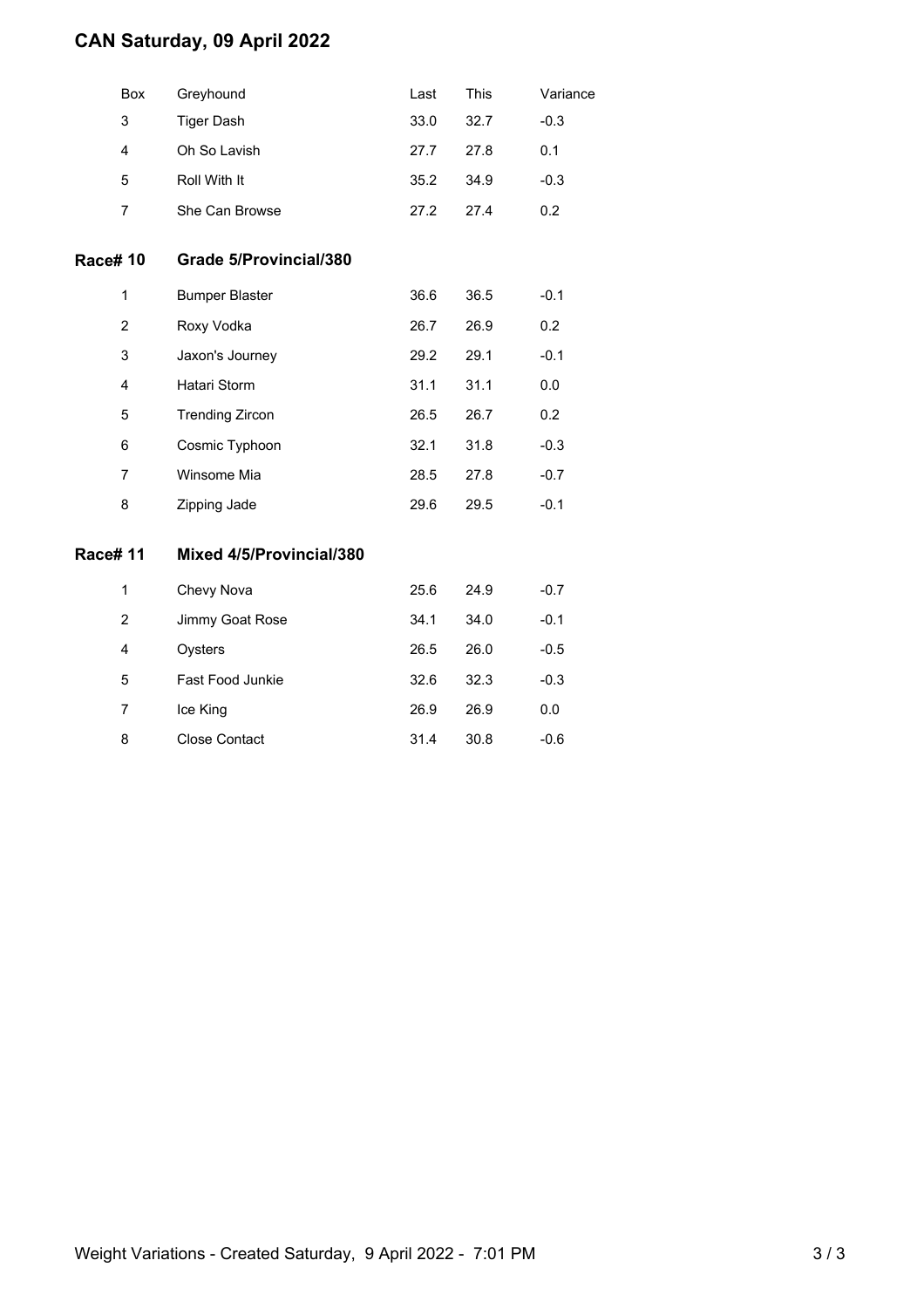# CAN Saturday, 09 April 2022

| Box | Greyhound | Last | This | Variance |
|---|---|---|---|---|
| 3 | Tiger Dash | 33.0 | 32.7 | -0.3 |
| 4 | Oh So Lavish | 27.7 | 27.8 | 0.1 |
| 5 | Roll With It | 35.2 | 34.9 | -0.3 |
| 7 | She Can Browse | 27.2 | 27.4 | 0.2 |

## Race# 10 Grade 5/Provincial/380

| | | | | |
|---|---|---|---|---|
| 1 | Bumper Blaster | 36.6 | 36.5 | -0.1 |
| 2 | Roxy Vodka | 26.7 | 26.9 | 0.2 |
| 3 | Jaxon's Journey | 29.2 | 29.1 | -0.1 |
| 4 | Hatari Storm | 31.1 | 31.1 | 0.0 |
| 5 | Trending Zircon | 26.5 | 26.7 | 0.2 |
| 6 | Cosmic Typhoon | 32.1 | 31.8 | -0.3 |
| 7 | Winsome Mia | 28.5 | 27.8 | -0.7 |
| 8 | Zipping Jade | 29.6 | 29.5 | -0.1 |

## Race# 11 Mixed 4/5/Provincial/380

| | | | | |
|---|---|---|---|---|
| 1 | Chevy Nova | 25.6 | 24.9 | -0.7 |
| 2 | Jimmy Goat Rose | 34.1 | 34.0 | -0.1 |
| 4 | Oysters | 26.5 | 26.0 | -0.5 |
| 5 | Fast Food Junkie | 32.6 | 32.3 | -0.3 |
| 7 | Ice King | 26.9 | 26.9 | 0.0 |
| 8 | Close Contact | 31.4 | 30.8 | -0.6 |

Weight Variations - Created Saturday, 9 April 2022 - 7:01 PM